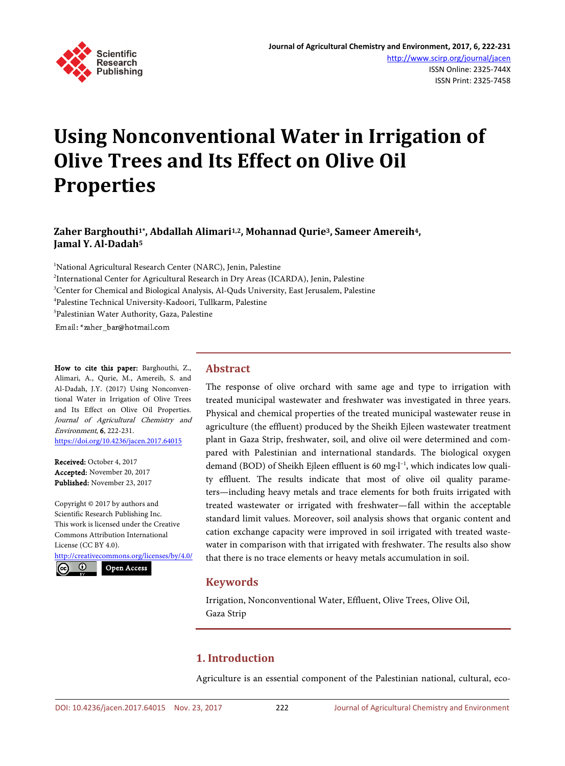# Using Nonconventional Water in Irrigation of Olive Trees and Its Effect on Olive Oil Properties

**Zaher Barghouthi[1*], Abdallah Alimari[1,2], Mohannad Qurie[3], Sameer Amereih[4], Jamal Y. Al-Dadah[5]**

[1]National Agricultural Research Center (NARC), Jenin, Palestine
[2]International Center for Agricultural Research in Dry Areas (ICARDA), Jenin, Palestine
[3]Center for Chemical and Biological Analysis, Al-Quds University, East Jerusalem, Palestine
[4]Palestine Technical University-Kadoori, Tullkarm, Palestine
[5]Palestinian Water Authority, Gaza, Palestine

Email: *zaher_bar@hotmail.com

**How to cite this paper:** Barghouthi, Z., Alimari, A., Qurie, M., Amereih, S. and Al-Dadah, J.Y. (2017) Using Nonconventional Water in Irrigation of Olive Trees and Its Effect on Olive Oil Properties. *Journal of Agricultural Chemistry and Environment*, **6**, 222-231.
https://doi.org/10.4236/jacen.2017.64015

**Received:** October 4, 2017
**Accepted:** November 20, 2017
**Published:** November 23, 2017

Copyright © 2017 by authors and Scientific Research Publishing Inc.
This work is licensed under the Creative Commons Attribution International License (CC BY 4.0).
http://creativecommons.org/licenses/by/4.0/
Open Access

## Abstract

The response of olive orchard with same age and type to irrigation with treated municipal wastewater and freshwater was investigated in three years. Physical and chemical properties of the treated municipal wastewater reuse in agriculture (the effluent) produced by the Sheikh Ejleen wastewater treatment plant in Gaza Strip, freshwater, soil, and olive oil were determined and compared with Palestinian and international standards. The biological oxygen demand (BOD) of Sheikh Ejleen effluent is 60 $mg \cdot l^{-1}$, which indicates low quality effluent. The results indicate that most of olive oil quality parameters—including heavy metals and trace elements for both fruits irrigated with treated wastewater or irrigated with freshwater—fall within the acceptable standard limit values. Moreover, soil analysis shows that organic content and cation exchange capacity were improved in soil irrigated with treated wastewater in comparison with that irrigated with freshwater. The results also show that there is no trace elements or heavy metals accumulation in soil.

## Keywords

Irrigation, Nonconventional Water, Effluent, Olive Trees, Olive Oil, Gaza Strip

## 1. Introduction

Agriculture is an essential component of the Palestinian national, cultural, eco-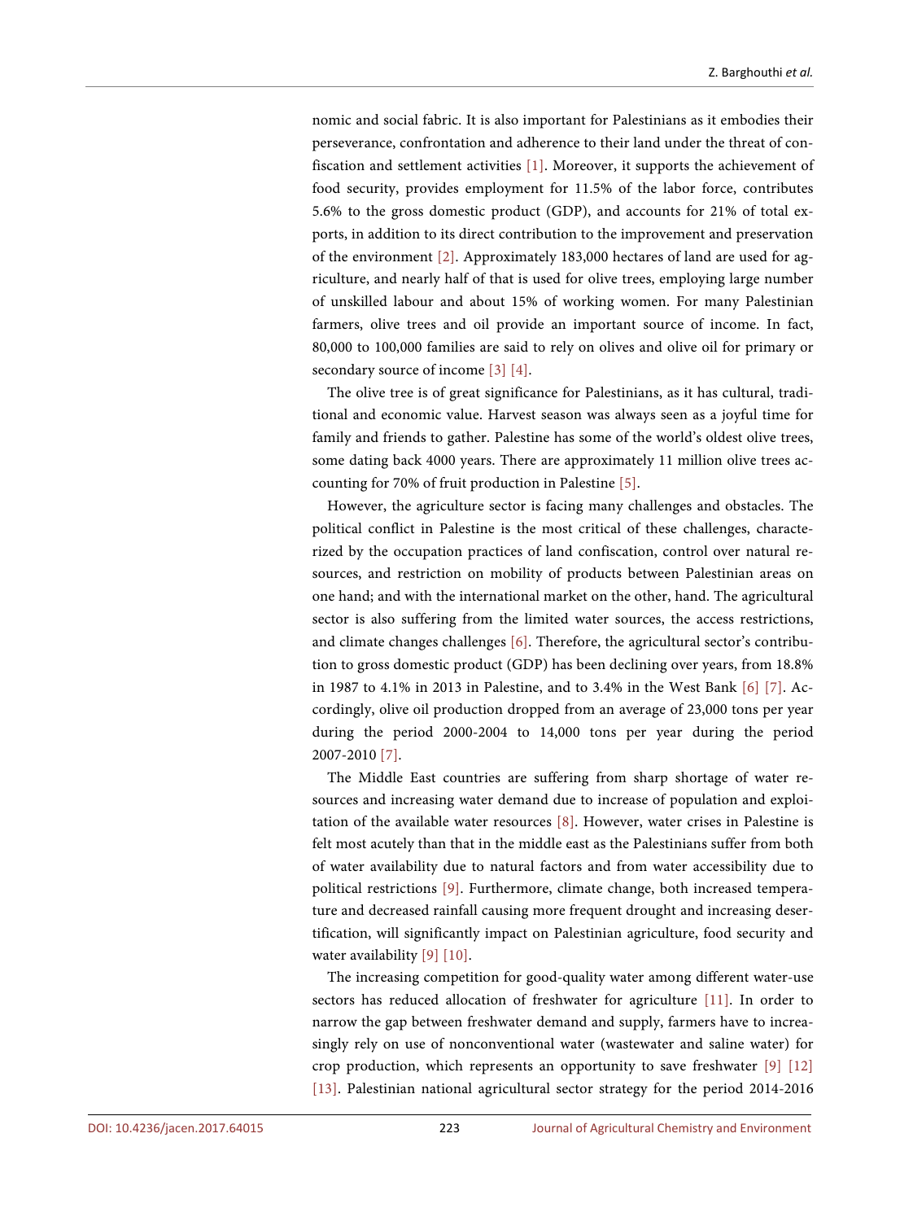nomic and social fabric. It is also important for Palestinians as it embodies their perseverance, confrontation and adherence to their land under the threat of confiscation and settlement activities [1]. Moreover, it supports the achievement of food security, provides employment for 11.5% of the labor force, contributes 5.6% to the gross domestic product (GDP), and accounts for 21% of total exports, in addition to its direct contribution to the improvement and preservation of the environment [2]. Approximately 183,000 hectares of land are used for agriculture, and nearly half of that is used for olive trees, employing large number of unskilled labour and about 15% of working women. For many Palestinian farmers, olive trees and oil provide an important source of income. In fact, 80,000 to 100,000 families are said to rely on olives and olive oil for primary or secondary source of income [3] [4].

The olive tree is of great significance for Palestinians, as it has cultural, traditional and economic value. Harvest season was always seen as a joyful time for family and friends to gather. Palestine has some of the world's oldest olive trees, some dating back 4000 years. There are approximately 11 million olive trees accounting for 70% of fruit production in Palestine [5].

However, the agriculture sector is facing many challenges and obstacles. The political conflict in Palestine is the most critical of these challenges, characterized by the occupation practices of land confiscation, control over natural resources, and restriction on mobility of products between Palestinian areas on one hand; and with the international market on the other, hand. The agricultural sector is also suffering from the limited water sources, the access restrictions, and climate changes challenges [6]. Therefore, the agricultural sector's contribution to gross domestic product (GDP) has been declining over years, from 18.8% in 1987 to 4.1% in 2013 in Palestine, and to 3.4% in the West Bank [6] [7]. Accordingly, olive oil production dropped from an average of 23,000 tons per year during the period 2000-2004 to 14,000 tons per year during the period 2007-2010 [7].

The Middle East countries are suffering from sharp shortage of water resources and increasing water demand due to increase of population and exploitation of the available water resources [8]. However, water crises in Palestine is felt most acutely than that in the middle east as the Palestinians suffer from both of water availability due to natural factors and from water accessibility due to political restrictions [9]. Furthermore, climate change, both increased temperature and decreased rainfall causing more frequent drought and increasing desertification, will significantly impact on Palestinian agriculture, food security and water availability [9] [10].

The increasing competition for good-quality water among different water-use sectors has reduced allocation of freshwater for agriculture [11]. In order to narrow the gap between freshwater demand and supply, farmers have to increasingly rely on use of nonconventional water (wastewater and saline water) for crop production, which represents an opportunity to save freshwater [9] [12] [13]. Palestinian national agricultural sector strategy for the period 2014-2016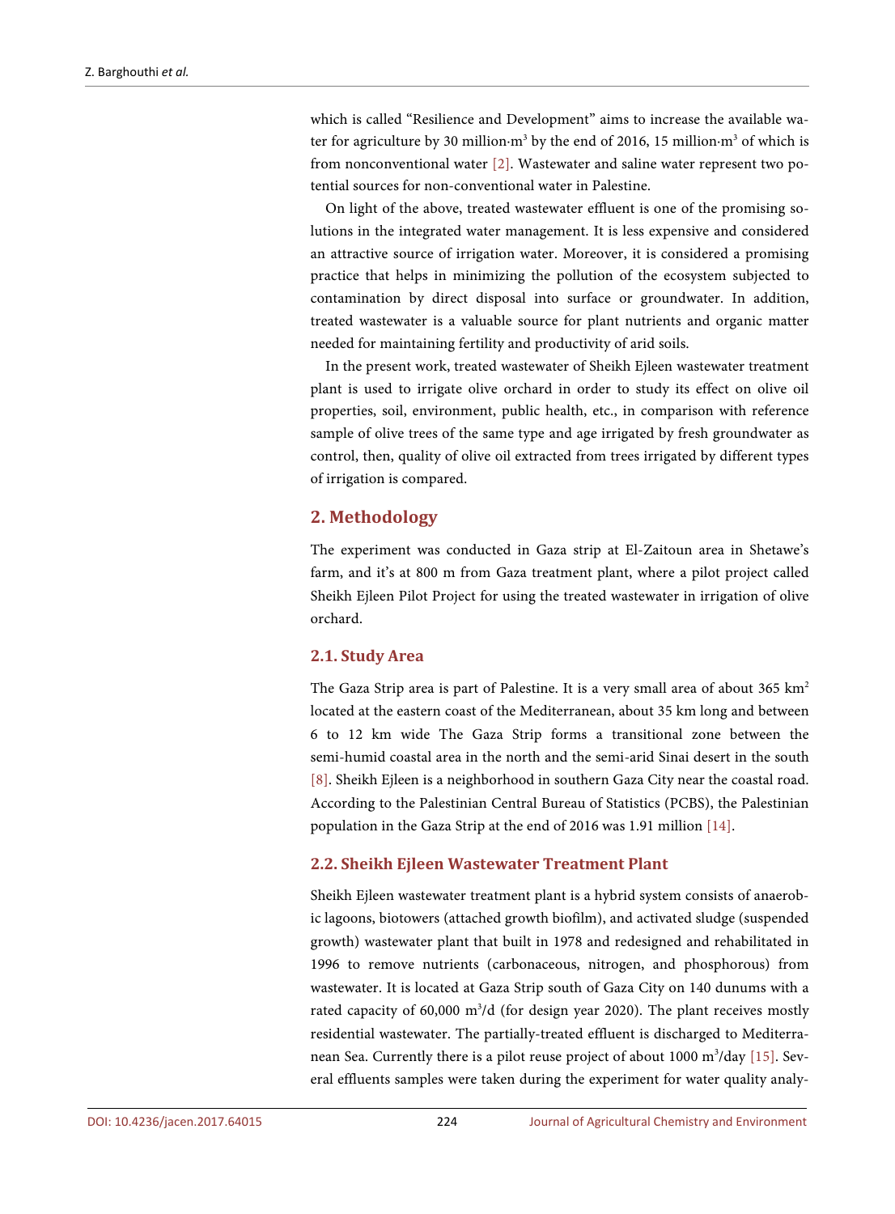which is called "Resilience and Development" aims to increase the available water for agriculture by 30 million·$m^3$ by the end of 2016, 15 million·$m^3$ of which is from nonconventional water [2]. Wastewater and saline water represent two potential sources for non-conventional water in Palestine.

On light of the above, treated wastewater effluent is one of the promising solutions in the integrated water management. It is less expensive and considered an attractive source of irrigation water. Moreover, it is considered a promising practice that helps in minimizing the pollution of the ecosystem subjected to contamination by direct disposal into surface or groundwater. In addition, treated wastewater is a valuable source for plant nutrients and organic matter needed for maintaining fertility and productivity of arid soils.

In the present work, treated wastewater of Sheikh Ejleen wastewater treatment plant is used to irrigate olive orchard in order to study its effect on olive oil properties, soil, environment, public health, etc., in comparison with reference sample of olive trees of the same type and age irrigated by fresh groundwater as control, then, quality of olive oil extracted from trees irrigated by different types of irrigation is compared.

## 2. Methodology

The experiment was conducted in Gaza strip at El-Zaitoun area in Shetawe's farm, and it's at 800 m from Gaza treatment plant, where a pilot project called Sheikh Ejleen Pilot Project for using the treated wastewater in irrigation of olive orchard.

### 2.1. Study Area

The Gaza Strip area is part of Palestine. It is a very small area of about 365 $km^2$ located at the eastern coast of the Mediterranean, about 35 km long and between 6 to 12 km wide The Gaza Strip forms a transitional zone between the semi-humid coastal area in the north and the semi-arid Sinai desert in the south [8]. Sheikh Ejleen is a neighborhood in southern Gaza City near the coastal road. According to the Palestinian Central Bureau of Statistics (PCBS), the Palestinian population in the Gaza Strip at the end of 2016 was 1.91 million [14].

### 2.2. Sheikh Ejleen Wastewater Treatment Plant

Sheikh Ejleen wastewater treatment plant is a hybrid system consists of anaerobic lagoons, biotowers (attached growth biofilm), and activated sludge (suspended growth) wastewater plant that built in 1978 and redesigned and rehabilitated in 1996 to remove nutrients (carbonaceous, nitrogen, and phosphorous) from wastewater. It is located at Gaza Strip south of Gaza City on 140 dunums with a rated capacity of 60,000 $m^3$/d (for design year 2020). The plant receives mostly residential wastewater. The partially-treated effluent is discharged to Mediterranean Sea. Currently there is a pilot reuse project of about 1000 $m^3$/day [15]. Several effluents samples were taken during the experiment for water quality analy-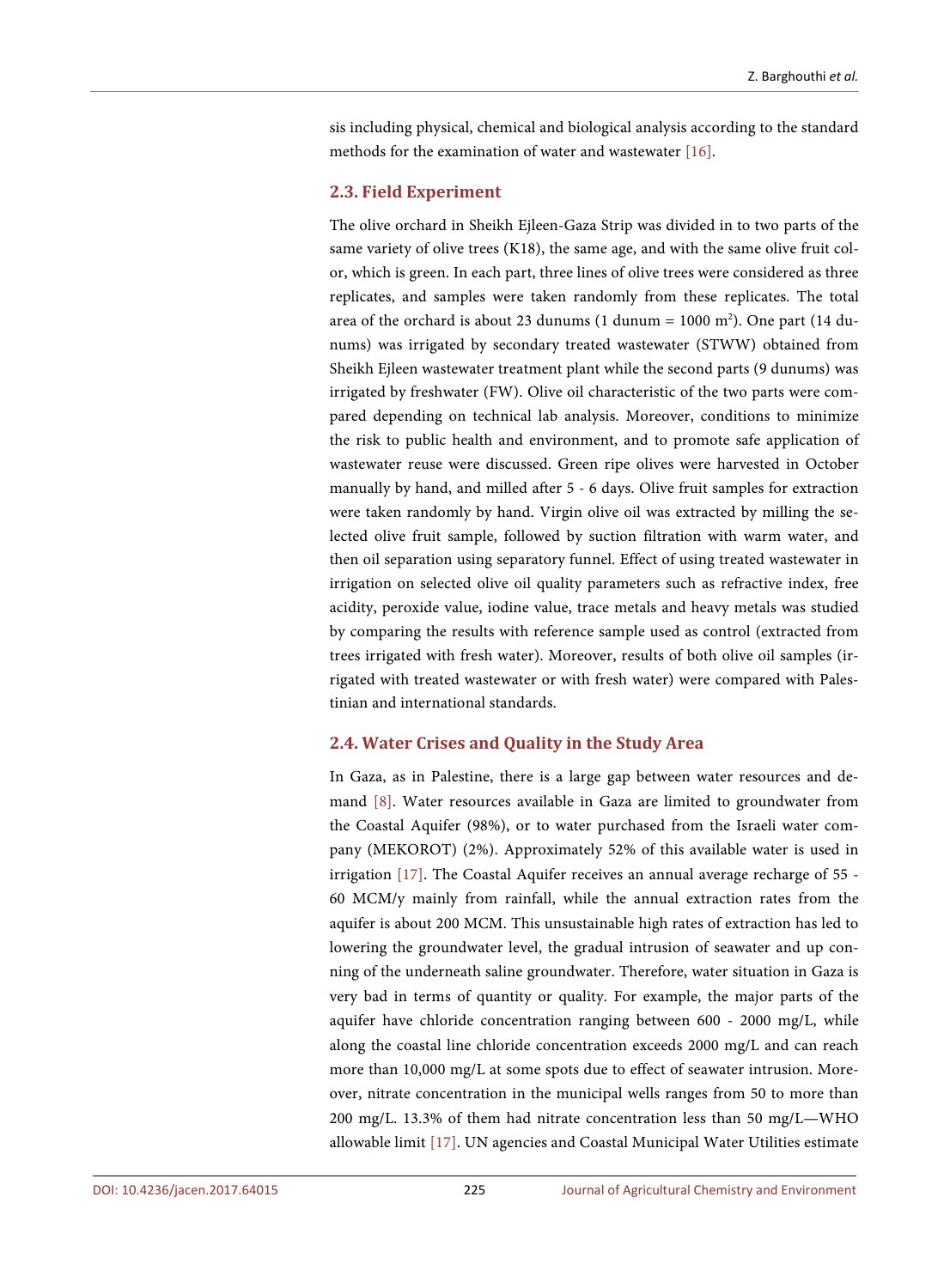sis including physical, chemical and biological analysis according to the standard methods for the examination of water and wastewater [16].

### 2.3. Field Experiment

The olive orchard in Sheikh Ejleen-Gaza Strip was divided in to two parts of the same variety of olive trees (K18), the same age, and with the same olive fruit color, which is green. In each part, three lines of olive trees were considered as three replicates, and samples were taken randomly from these replicates. The total area of the orchard is about 23 dunums (1 dunum = 1000 $m^2$). One part (14 dunums) was irrigated by secondary treated wastewater (STWW) obtained from Sheikh Ejleen wastewater treatment plant while the second parts (9 dunums) was irrigated by freshwater (FW). Olive oil characteristic of the two parts were compared depending on technical lab analysis. Moreover, conditions to minimize the risk to public health and environment, and to promote safe application of wastewater reuse were discussed. Green ripe olives were harvested in October manually by hand, and milled after 5 - 6 days. Olive fruit samples for extraction were taken randomly by hand. Virgin olive oil was extracted by milling the selected olive fruit sample, followed by suction filtration with warm water, and then oil separation using separatory funnel. Effect of using treated wastewater in irrigation on selected olive oil quality parameters such as refractive index, free acidity, peroxide value, iodine value, trace metals and heavy metals was studied by comparing the results with reference sample used as control (extracted from trees irrigated with fresh water). Moreover, results of both olive oil samples (irrigated with treated wastewater or with fresh water) were compared with Palestinian and international standards.

### 2.4. Water Crises and Quality in the Study Area

In Gaza, as in Palestine, there is a large gap between water resources and demand [8]. Water resources available in Gaza are limited to groundwater from the Coastal Aquifer (98%), or to water purchased from the Israeli water company (MEKOROT) (2%). Approximately 52% of this available water is used in irrigation [17]. The Coastal Aquifer receives an annual average recharge of 55 - 60 MCM/y mainly from rainfall, while the annual extraction rates from the aquifer is about 200 MCM. This unsustainable high rates of extraction has led to lowering the groundwater level, the gradual intrusion of seawater and up conning of the underneath saline groundwater. Therefore, water situation in Gaza is very bad in terms of quantity or quality. For example, the major parts of the aquifer have chloride concentration ranging between 600 - 2000 mg/L, while along the coastal line chloride concentration exceeds 2000 mg/L and can reach more than 10,000 mg/L at some spots due to effect of seawater intrusion. Moreover, nitrate concentration in the municipal wells ranges from 50 to more than 200 mg/L. 13.3% of them had nitrate concentration less than 50 mg/L—WHO allowable limit [17]. UN agencies and Coastal Municipal Water Utilities estimate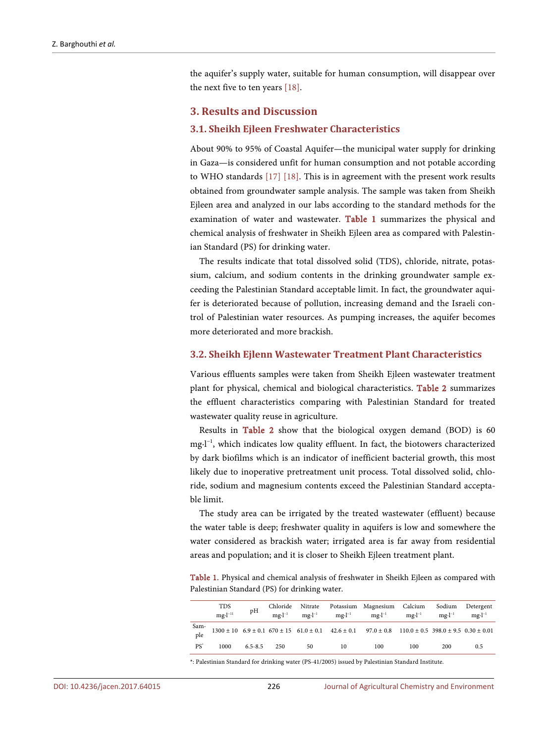the aquifer's supply water, suitable for human consumption, will disappear over the next five to ten years [18].

## 3. Results and Discussion

### 3.1. Sheikh Ejleen Freshwater Characteristics

About 90% to 95% of Coastal Aquifer—the municipal water supply for drinking in Gaza—is considered unfit for human consumption and not potable according to WHO standards [17] [18]. This is in agreement with the present work results obtained from groundwater sample analysis. The sample was taken from Sheikh Ejleen area and analyzed in our labs according to the standard methods for the examination of water and wastewater. **Table 1** summarizes the physical and chemical analysis of freshwater in Sheikh Ejleen area as compared with Palestinian Standard (PS) for drinking water.

The results indicate that total dissolved solid (TDS), chloride, nitrate, potassium, calcium, and sodium contents in the drinking groundwater sample exceeding the Palestinian Standard acceptable limit. In fact, the groundwater aquifer is deteriorated because of pollution, increasing demand and the Israeli control of Palestinian water resources. As pumping increases, the aquifer becomes more deteriorated and more brackish.

### 3.2. Sheikh Ejlenn Wastewater Treatment Plant Characteristics

Various effluents samples were taken from Sheikh Ejleen wastewater treatment plant for physical, chemical and biological characteristics. **Table 2** summarizes the effluent characteristics comparing with Palestinian Standard for treated wastewater quality reuse in agriculture.

Results in **Table 2** show that the biological oxygen demand (BOD) is 60 $mg \cdot l^{-1}$, which indicates low quality effluent. In fact, the biotowers characterized by dark biofilms which is an indicator of inefficient bacterial growth, this most likely due to inoperative pretreatment unit process. Total dissolved solid, chloride, sodium and magnesium contents exceed the Palestinian Standard acceptable limit.

The study area can be irrigated by the treated wastewater (effluent) because the water table is deep; freshwater quality in aquifers is low and somewhere the water considered as brackish water; irrigated area is far away from residential areas and population; and it is closer to Sheikh Ejleen treatment plant.

**Table 1.** Physical and chemical analysis of freshwater in Sheikh Ejleen as compared with Palestinian Standard (PS) for drinking water.

| | TDS $mg \cdot l^{-11}$ | pH | Chloride $mg \cdot l^{-1}$ | Nitrate $mg \cdot l^{-1}$ | Potassium $mg \cdot l^{-1}$ | Magnesium $mg \cdot l^{-1}$ | Calcium $mg \cdot l^{-1}$ | Sodium $mg \cdot l^{-1}$ | Detergent $mg \cdot l^{-1}$ |
|---|---|---|---|---|---|---|---|---|---|
| Sample | 1300 ± 10 | 6.9 ± 0.1 | 670 ± 15 | 61.0 ± 0.1 | 42.6 ± 0.1 | 97.0 ± 0.8 | 110.0 ± 0.5 | 398.0 ± 9.5 | 0.30 ± 0.01 |
| PS* | 1000 | 6.5-8.5 | 250 | 50 | 10 | 100 | 100 | 200 | 0.5 |

*: Palestinian Standard for drinking water (PS-41/2005) issued by Palestinian Standard Institute.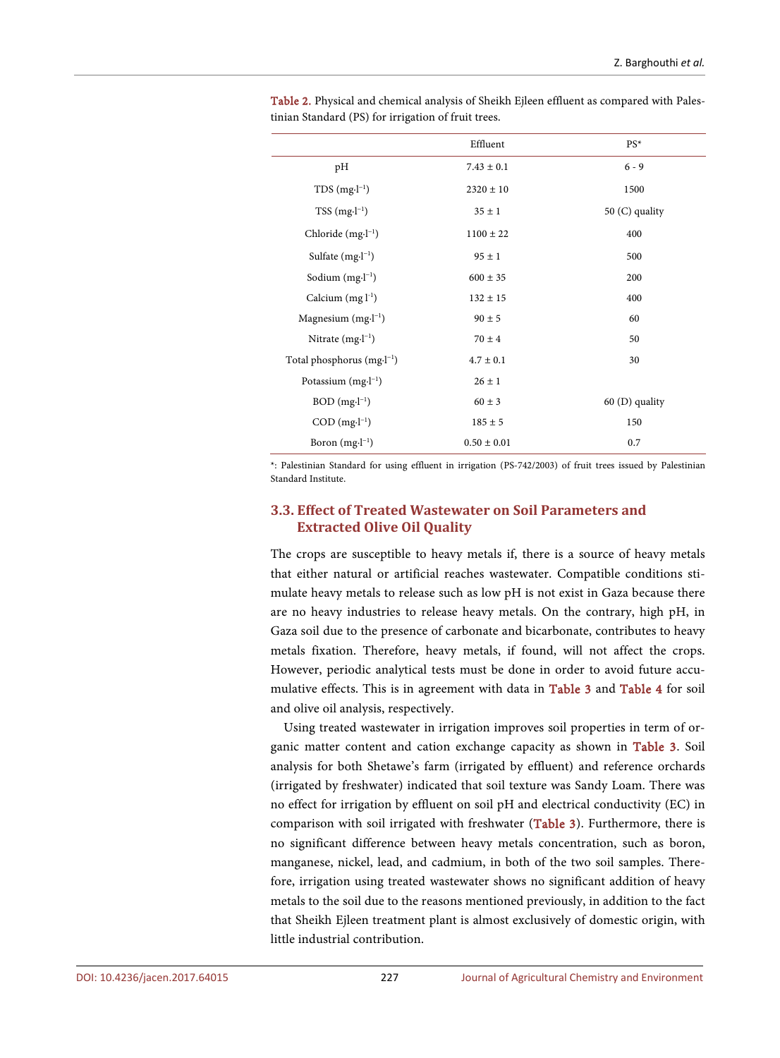Table 2. Physical and chemical analysis of Sheikh Ejleen effluent as compared with Palestinian Standard (PS) for irrigation of fruit trees.

| | Effluent | PS* |
|---|---|---|
| pH | 7.43 ± 0.1 | 6 - 9 |
| TDS ($mg \cdot l^{-1}$) | 2320 ± 10 | 1500 |
| TSS ($mg \cdot l^{-1}$) | 35 ± 1 | 50 (C) quality |
| Chloride ($mg \cdot l^{-1}$) | 1100 ± 22 | 400 |
| Sulfate ($mg \cdot l^{-1}$) | 95 ± 1 | 500 |
| Sodium ($mg \cdot l^{-1}$) | 600 ± 35 | 200 |
| Calcium ($mg\ l^{-1}$) | 132 ± 15 | 400 |
| Magnesium ($mg \cdot l^{-1}$) | 90 ± 5 | 60 |
| Nitrate ($mg \cdot l^{-1}$) | 70 ± 4 | 50 |
| Total phosphorus ($mg \cdot l^{-1}$) | 4.7 ± 0.1 | 30 |
| Potassium ($mg \cdot l^{-1}$) | 26 ± 1 | |
| BOD ($mg \cdot l^{-1}$) | 60 ± 3 | 60 (D) quality |
| COD ($mg \cdot l^{-1}$) | 185 ± 5 | 150 |
| Boron ($mg \cdot l^{-1}$) | 0.50 ± 0.01 | 0.7 |

*: Palestinian Standard for using effluent in irrigation (PS-742/2003) of fruit trees issued by Palestinian Standard Institute.

### 3.3. Effect of Treated Wastewater on Soil Parameters and Extracted Olive Oil Quality

The crops are susceptible to heavy metals if, there is a source of heavy metals that either natural or artificial reaches wastewater. Compatible conditions stimulate heavy metals to release such as low pH is not exist in Gaza because there are no heavy industries to release heavy metals. On the contrary, high pH, in Gaza soil due to the presence of carbonate and bicarbonate, contributes to heavy metals fixation. Therefore, heavy metals, if found, will not affect the crops. However, periodic analytical tests must be done in order to avoid future accumulative effects. This is in agreement with data in Table 3 and Table 4 for soil and olive oil analysis, respectively.

Using treated wastewater in irrigation improves soil properties in term of organic matter content and cation exchange capacity as shown in Table 3. Soil analysis for both Shetawe's farm (irrigated by effluent) and reference orchards (irrigated by freshwater) indicated that soil texture was Sandy Loam. There was no effect for irrigation by effluent on soil pH and electrical conductivity (EC) in comparison with soil irrigated with freshwater (Table 3). Furthermore, there is no significant difference between heavy metals concentration, such as boron, manganese, nickel, lead, and cadmium, in both of the two soil samples. Therefore, irrigation using treated wastewater shows no significant addition of heavy metals to the soil due to the reasons mentioned previously, in addition to the fact that Sheikh Ejleen treatment plant is almost exclusively of domestic origin, with little industrial contribution.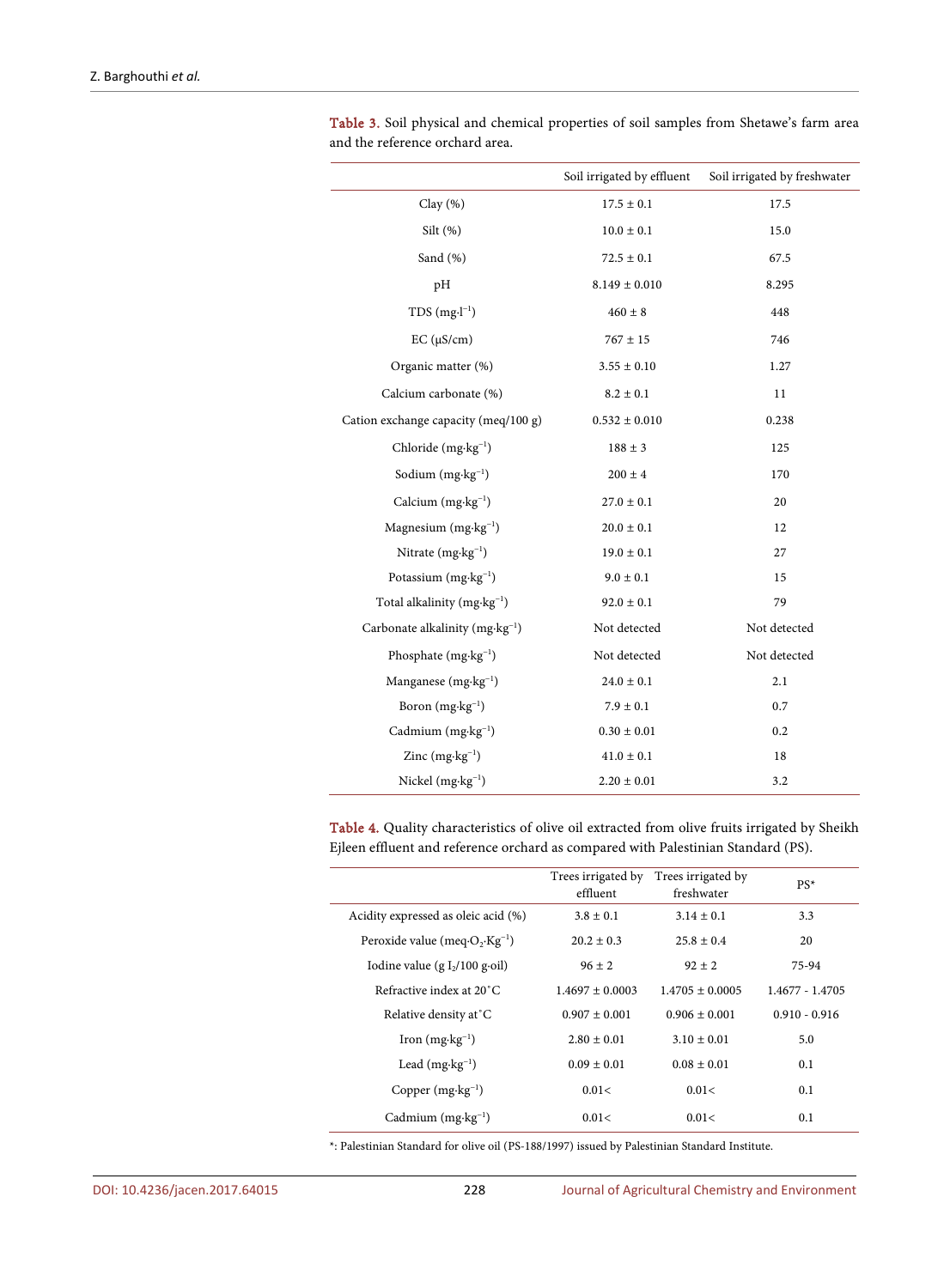**Table 3.** Soil physical and chemical properties of soil samples from Shetawe's farm area and the reference orchard area.

| | Soil irrigated by effluent | Soil irrigated by freshwater |
|---|---|---|
| Clay (%) | 17.5 ± 0.1 | 17.5 |
| Silt (%) | 10.0 ± 0.1 | 15.0 |
| Sand (%) | 72.5 ± 0.1 | 67.5 |
| pH | 8.149 ± 0.010 | 8.295 |
| TDS ($mg \cdot l^{-1}$) | 460 ± 8 | 448 |
| EC (μS/cm) | 767 ± 15 | 746 |
| Organic matter (%) | 3.55 ± 0.10 | 1.27 |
| Calcium carbonate (%) | 8.2 ± 0.1 | 11 |
| Cation exchange capacity (meq/100 g) | 0.532 ± 0.010 | 0.238 |
| Chloride ($mg \cdot kg^{-1}$) | 188 ± 3 | 125 |
| Sodium ($mg \cdot kg^{-1}$) | 200 ± 4 | 170 |
| Calcium ($mg \cdot kg^{-1}$) | 27.0 ± 0.1 | 20 |
| Magnesium ($mg \cdot kg^{-1}$) | 20.0 ± 0.1 | 12 |
| Nitrate ($mg \cdot kg^{-1}$) | 19.0 ± 0.1 | 27 |
| Potassium ($mg \cdot kg^{-1}$) | 9.0 ± 0.1 | 15 |
| Total alkalinity ($mg \cdot kg^{-1}$) | 92.0 ± 0.1 | 79 |
| Carbonate alkalinity ($mg \cdot kg^{-1}$) | Not detected | Not detected |
| Phosphate ($mg \cdot kg^{-1}$) | Not detected | Not detected |
| Manganese ($mg \cdot kg^{-1}$) | 24.0 ± 0.1 | 2.1 |
| Boron ($mg \cdot kg^{-1}$) | 7.9 ± 0.1 | 0.7 |
| Cadmium ($mg \cdot kg^{-1}$) | 0.30 ± 0.01 | 0.2 |
| Zinc ($mg \cdot kg^{-1}$) | 41.0 ± 0.1 | 18 |
| Nickel ($mg \cdot kg^{-1}$) | 2.20 ± 0.01 | 3.2 |

**Table 4.** Quality characteristics of olive oil extracted from olive fruits irrigated by Sheikh Ejleen effluent and reference orchard as compared with Palestinian Standard (PS).

| | Trees irrigated by effluent | Trees irrigated by freshwater | PS* |
|---|---|---|---|
| Acidity expressed as oleic acid (%) | 3.8 ± 0.1 | 3.14 ± 0.1 | 3.3 |
| Peroxide value ($meq \cdot O_2 \cdot Kg^{-1}$) | 20.2 ± 0.3 | 25.8 ± 0.4 | 20 |
| Iodine value ($g\ I_2/100\ g \cdot oil$) | 96 ± 2 | 92 ± 2 | 75-94 |
| Refractive index at 20˚C | 1.4697 ± 0.0003 | 1.4705 ± 0.0005 | 1.4677 - 1.4705 |
| Relative density at˚C | 0.907 ± 0.001 | 0.906 ± 0.001 | 0.910 - 0.916 |
| Iron ($mg \cdot kg^{-1}$) | 2.80 ± 0.01 | 3.10 ± 0.01 | 5.0 |
| Lead ($mg \cdot kg^{-1}$) | 0.09 ± 0.01 | 0.08 ± 0.01 | 0.1 |
| Copper ($mg \cdot kg^{-1}$) | 0.01< | 0.01< | 0.1 |
| Cadmium ($mg \cdot kg^{-1}$) | 0.01< | 0.01< | 0.1 |

*: Palestinian Standard for olive oil (PS-188/1997) issued by Palestinian Standard Institute.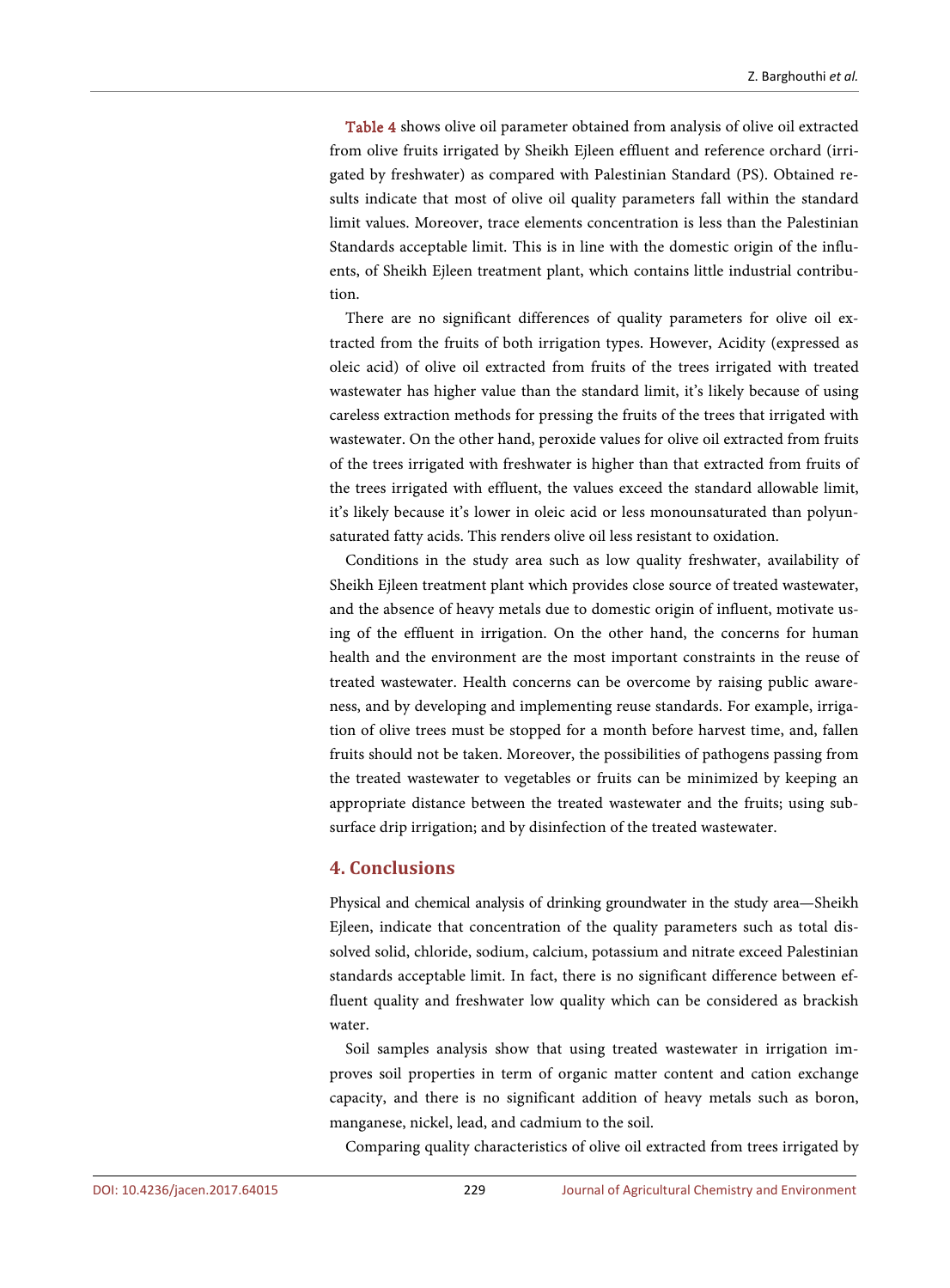Table 4 shows olive oil parameter obtained from analysis of olive oil extracted from olive fruits irrigated by Sheikh Ejleen effluent and reference orchard (irrigated by freshwater) as compared with Palestinian Standard (PS). Obtained results indicate that most of olive oil quality parameters fall within the standard limit values. Moreover, trace elements concentration is less than the Palestinian Standards acceptable limit. This is in line with the domestic origin of the influents, of Sheikh Ejleen treatment plant, which contains little industrial contribution.

There are no significant differences of quality parameters for olive oil extracted from the fruits of both irrigation types. However, Acidity (expressed as oleic acid) of olive oil extracted from fruits of the trees irrigated with treated wastewater has higher value than the standard limit, it's likely because of using careless extraction methods for pressing the fruits of the trees that irrigated with wastewater. On the other hand, peroxide values for olive oil extracted from fruits of the trees irrigated with freshwater is higher than that extracted from fruits of the trees irrigated with effluent, the values exceed the standard allowable limit, it's likely because it's lower in oleic acid or less monounsaturated than polyunsaturated fatty acids. This renders olive oil less resistant to oxidation.

Conditions in the study area such as low quality freshwater, availability of Sheikh Ejleen treatment plant which provides close source of treated wastewater, and the absence of heavy metals due to domestic origin of influent, motivate using of the effluent in irrigation. On the other hand, the concerns for human health and the environment are the most important constraints in the reuse of treated wastewater. Health concerns can be overcome by raising public awareness, and by developing and implementing reuse standards. For example, irrigation of olive trees must be stopped for a month before harvest time, and, fallen fruits should not be taken. Moreover, the possibilities of pathogens passing from the treated wastewater to vegetables or fruits can be minimized by keeping an appropriate distance between the treated wastewater and the fruits; using subsurface drip irrigation; and by disinfection of the treated wastewater.

## 4. Conclusions

Physical and chemical analysis of drinking groundwater in the study area—Sheikh Ejleen, indicate that concentration of the quality parameters such as total dissolved solid, chloride, sodium, calcium, potassium and nitrate exceed Palestinian standards acceptable limit. In fact, there is no significant difference between effluent quality and freshwater low quality which can be considered as brackish water.

Soil samples analysis show that using treated wastewater in irrigation improves soil properties in term of organic matter content and cation exchange capacity, and there is no significant addition of heavy metals such as boron, manganese, nickel, lead, and cadmium to the soil.

Comparing quality characteristics of olive oil extracted from trees irrigated by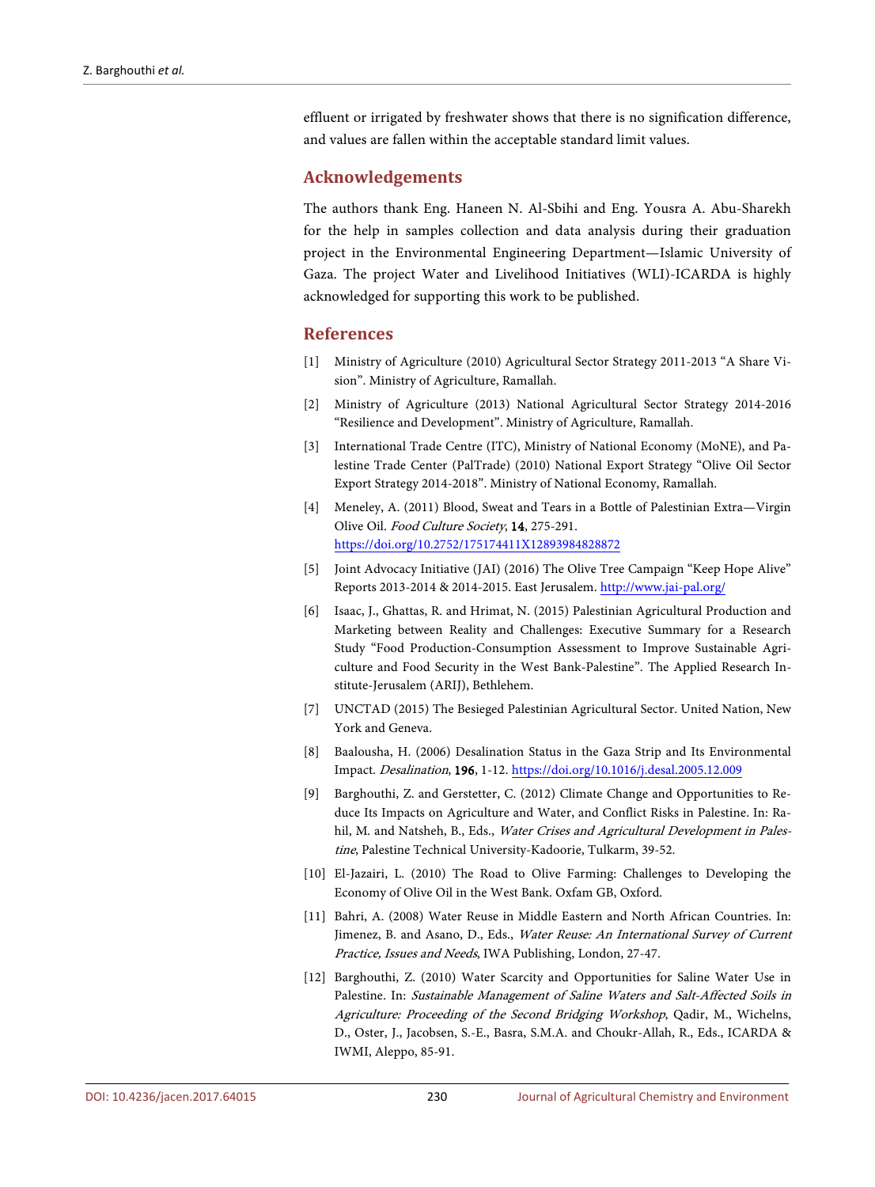effluent or irrigated by freshwater shows that there is no signification difference, and values are fallen within the acceptable standard limit values.

## Acknowledgements

The authors thank Eng. Haneen N. Al-Sbihi and Eng. Yousra A. Abu-Sharekh for the help in samples collection and data analysis during their graduation project in the Environmental Engineering Department—Islamic University of Gaza. The project Water and Livelihood Initiatives (WLI)-ICARDA is highly acknowledged for supporting this work to be published.

## References

[1] Ministry of Agriculture (2010) Agricultural Sector Strategy 2011-2013 "A Share Vision". Ministry of Agriculture, Ramallah.

[2] Ministry of Agriculture (2013) National Agricultural Sector Strategy 2014-2016 "Resilience and Development". Ministry of Agriculture, Ramallah.

[3] International Trade Centre (ITC), Ministry of National Economy (MoNE), and Palestine Trade Center (PalTrade) (2010) National Export Strategy "Olive Oil Sector Export Strategy 2014-2018". Ministry of National Economy, Ramallah.

[4] Meneley, A. (2011) Blood, Sweat and Tears in a Bottle of Palestinian Extra—Virgin Olive Oil. *Food Culture Society*, **14**, 275-291. https://doi.org/10.2752/175174411X12893984828872

[5] Joint Advocacy Initiative (JAI) (2016) The Olive Tree Campaign "Keep Hope Alive" Reports 2013-2014 & 2014-2015. East Jerusalem. http://www.jai-pal.org/

[6] Isaac, J., Ghattas, R. and Hrimat, N. (2015) Palestinian Agricultural Production and Marketing between Reality and Challenges: Executive Summary for a Research Study "Food Production-Consumption Assessment to Improve Sustainable Agriculture and Food Security in the West Bank-Palestine". The Applied Research Institute-Jerusalem (ARIJ), Bethlehem.

[7] UNCTAD (2015) The Besieged Palestinian Agricultural Sector. United Nation, New York and Geneva.

[8] Baalousha, H. (2006) Desalination Status in the Gaza Strip and Its Environmental Impact. *Desalination*, **196**, 1-12. https://doi.org/10.1016/j.desal.2005.12.009

[9] Barghouthi, Z. and Gerstetter, C. (2012) Climate Change and Opportunities to Reduce Its Impacts on Agriculture and Water, and Conflict Risks in Palestine. In: Rahil, M. and Natsheh, B., Eds., *Water Crises and Agricultural Development in Palestine*, Palestine Technical University-Kadoorie, Tulkarm, 39-52.

[10] El-Jazairi, L. (2010) The Road to Olive Farming: Challenges to Developing the Economy of Olive Oil in the West Bank. Oxfam GB, Oxford.

[11] Bahri, A. (2008) Water Reuse in Middle Eastern and North African Countries. In: Jimenez, B. and Asano, D., Eds., *Water Reuse: An International Survey of Current Practice, Issues and Needs*, IWA Publishing, London, 27-47.

[12] Barghouthi, Z. (2010) Water Scarcity and Opportunities for Saline Water Use in Palestine. In: *Sustainable Management of Saline Waters and Salt-Affected Soils in Agriculture: Proceeding of the Second Bridging Workshop*, Qadir, M., Wichelns, D., Oster, J., Jacobsen, S.-E., Basra, S.M.A. and Choukr-Allah, R., Eds., ICARDA & IWMI, Aleppo, 85-91.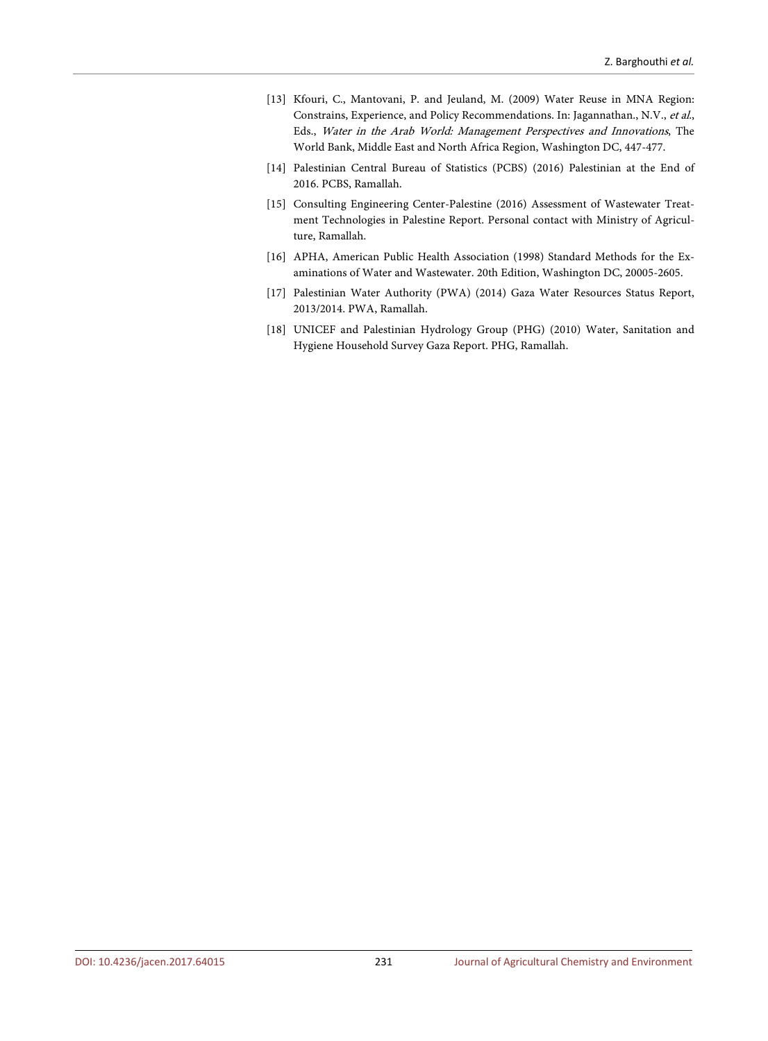[13] Kfouri, C., Mantovani, P. and Jeuland, M. (2009) Water Reuse in MNA Region: Constrains, Experience, and Policy Recommendations. In: Jagannathan., N.V., *et al*., Eds., *Water in the Arab World: Management Perspectives and Innovations*, The World Bank, Middle East and North Africa Region, Washington DC, 447-477.

[14] Palestinian Central Bureau of Statistics (PCBS) (2016) Palestinian at the End of 2016. PCBS, Ramallah.

[15] Consulting Engineering Center-Palestine (2016) Assessment of Wastewater Treatment Technologies in Palestine Report. Personal contact with Ministry of Agriculture, Ramallah.

[16] APHA, American Public Health Association (1998) Standard Methods for the Examinations of Water and Wastewater. 20th Edition, Washington DC, 20005-2605.

[17] Palestinian Water Authority (PWA) (2014) Gaza Water Resources Status Report, 2013/2014. PWA, Ramallah.

[18] UNICEF and Palestinian Hydrology Group (PHG) (2010) Water, Sanitation and Hygiene Household Survey Gaza Report. PHG, Ramallah.